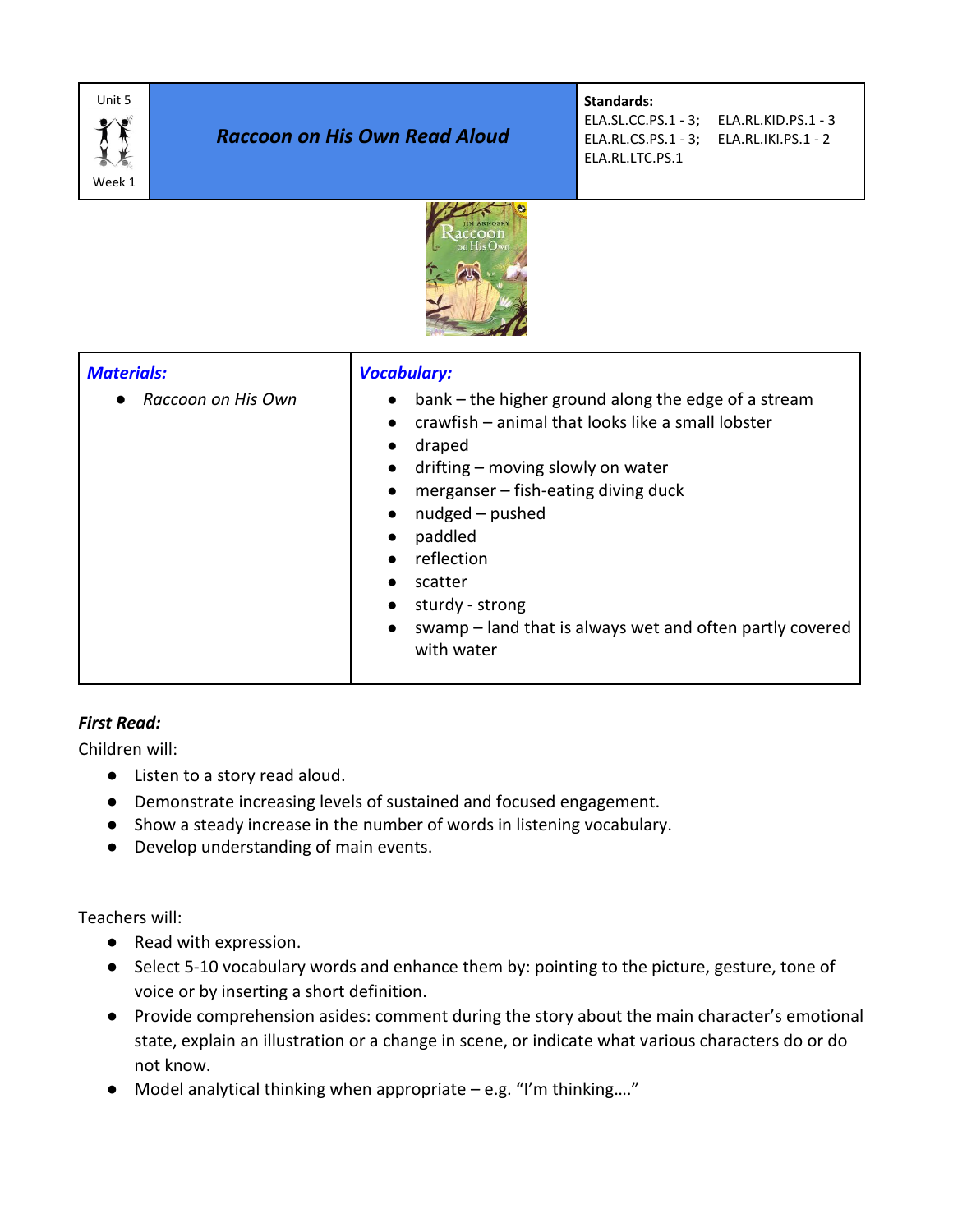| Unit 5<br><br>Week 1 | ***Raccoon on His Own Read Aloud*** | **Standards:**<br>ELA.SL.CC.PS.1 - 3; ELA.RL.KID.PS.1 - 3<br>ELA.RL.CS.PS.1 - 3; ELA.RL.IKI.PS.1 - 2<br>ELA.RL.LTC.PS.1 |
|---|---|---|

| ***Materials:*** | ***Vocabulary:*** |
|---|---|
| • *Raccoon on His Own* | • bank – the higher ground along the edge of a stream<br>• crawfish – animal that looks like a small lobster<br>• draped<br>• drifting – moving slowly on water<br>• merganser – fish-eating diving duck<br>• nudged – pushed<br>• paddled<br>• reflection<br>• scatter<br>• sturdy - strong<br>• swamp – land that is always wet and often partly covered with water |

***First Read:***

Children will:

- Listen to a story read aloud.
- Demonstrate increasing levels of sustained and focused engagement.
- Show a steady increase in the number of words in listening vocabulary.
- Develop understanding of main events.

Teachers will:

- Read with expression.
- Select 5-10 vocabulary words and enhance them by: pointing to the picture, gesture, tone of voice or by inserting a short definition.
- Provide comprehension asides: comment during the story about the main character's emotional state, explain an illustration or a change in scene, or indicate what various characters do or do not know.
- Model analytical thinking when appropriate – e.g. "I'm thinking…."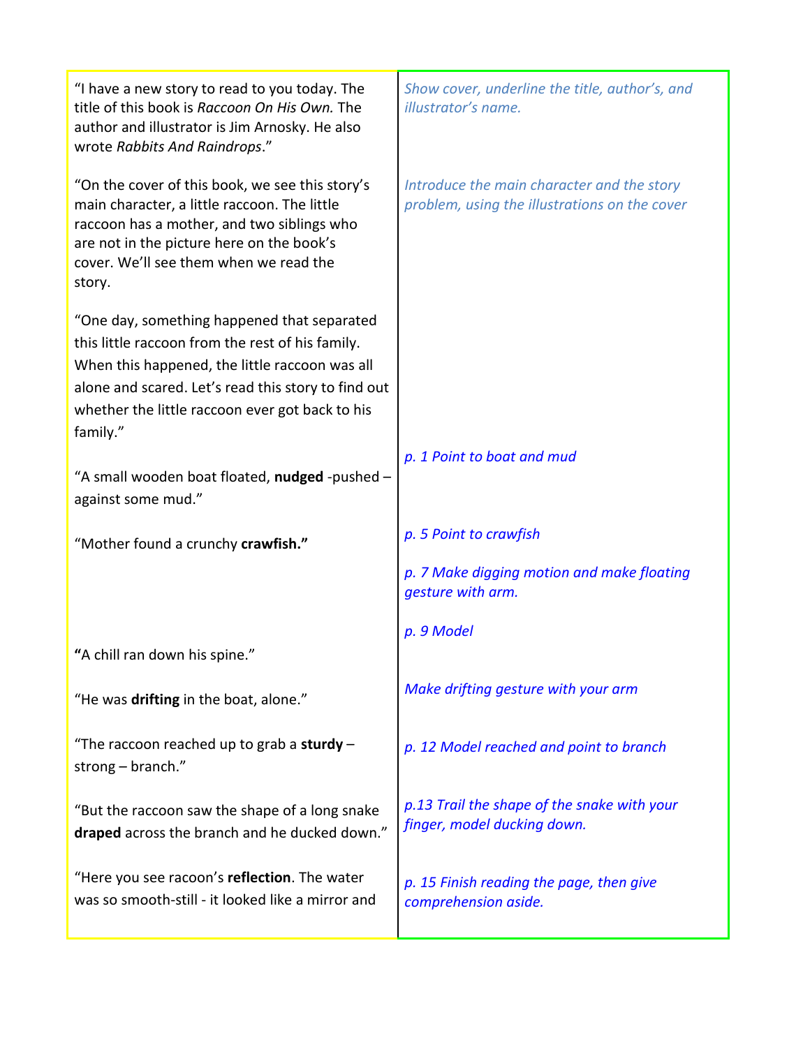| | |
|---|---|
| "I have a new story to read to you today. The title of this book is *Raccoon On His Own.* The author and illustrator is Jim Arnosky. He also wrote *Rabbits And Raindrops*." | *Show cover, underline the title, author's, and illustrator's name.* |
| "On the cover of this book, we see this story's main character, a little raccoon. The little raccoon has a mother, and two siblings who are not in the picture here on the book's cover. We'll see them when we read the story. | *Introduce the main character and the story problem, using the illustrations on the cover* |
| "One day, something happened that separated this little raccoon from the rest of his family. When this happened, the little raccoon was all alone and scared. Let's read this story to find out whether the little raccoon ever got back to his family." | |
| "A small wooden boat floated, **nudged** -pushed – against some mud." | *p. 1 Point to boat and mud* |
| "Mother found a crunchy **crawfish."** | *p. 5 Point to crawfish* |
| | *p. 7 Make digging motion and make floating gesture with arm.* |
| **"**A chill ran down his spine." | *p. 9 Model* |
| "He was **drifting** in the boat, alone." | *Make drifting gesture with your arm* |
| "The raccoon reached up to grab a **sturdy** – strong – branch." | *p. 12 Model reached and point to branch* |
| "But the raccoon saw the shape of a long snake **draped** across the branch and he ducked down." | *p.13 Trail the shape of the snake with your finger, model ducking down.* |
| "Here you see racoon's **reflection**. The water was so smooth-still - it looked like a mirror and | *p. 15 Finish reading the page, then give comprehension aside.* |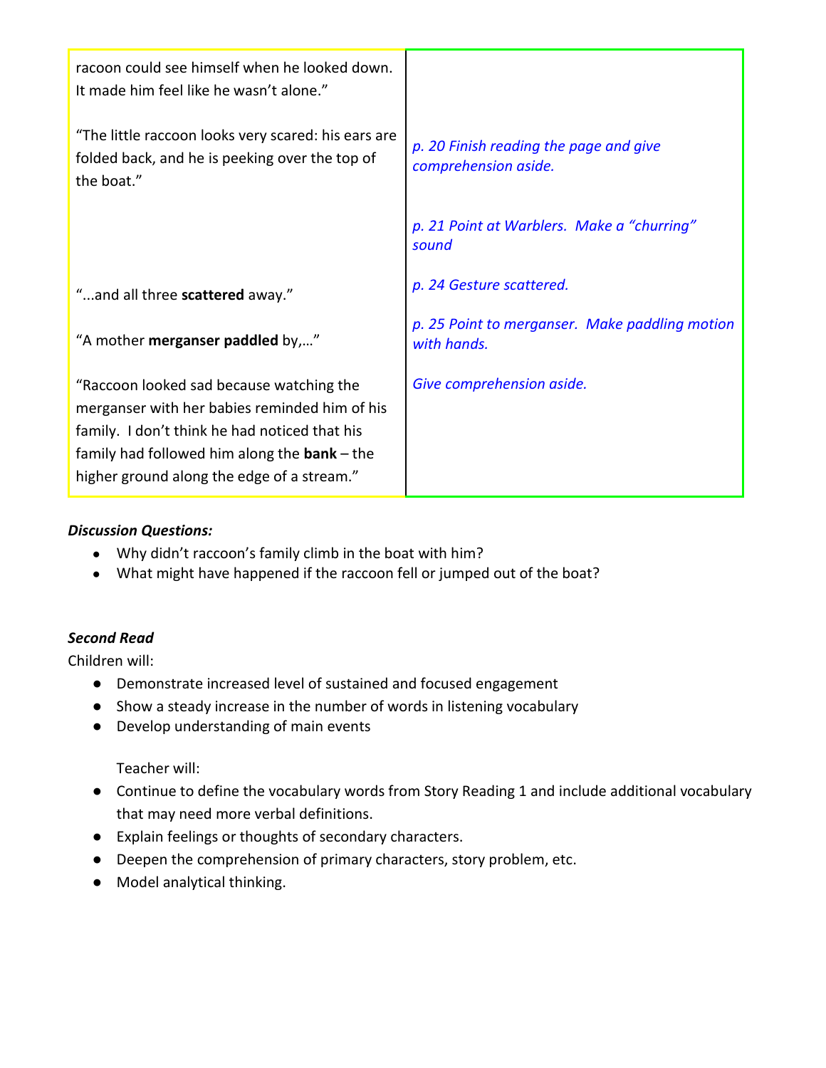| | |
|---|---|
| racoon could see himself when he looked down. It made him feel like he wasn't alone." | |
| "The little raccoon looks very scared: his ears are folded back, and he is peeking over the top of the boat." | *p. 20 Finish reading the page and give comprehension aside.* |
| | *p. 21 Point at Warblers. Make a "churring" sound* |
| "...and all three **scattered** away." | *p. 24 Gesture scattered.* |
| "A mother **merganser paddled** by,…" | *p. 25 Point to merganser. Make paddling motion with hands.* |
| "Raccoon looked sad because watching the merganser with her babies reminded him of his family. I don't think he had noticed that his family had followed him along the **bank** – the higher ground along the edge of a stream." | *Give comprehension aside.* |

***Discussion Questions:***

- Why didn't raccoon's family climb in the boat with him?
- What might have happened if the raccoon fell or jumped out of the boat?

***Second Read***

Children will:

- Demonstrate increased level of sustained and focused engagement
- Show a steady increase in the number of words in listening vocabulary
- Develop understanding of main events

Teacher will:

- Continue to define the vocabulary words from Story Reading 1 and include additional vocabulary that may need more verbal definitions.
- Explain feelings or thoughts of secondary characters.
- Deepen the comprehension of primary characters, story problem, etc.
- Model analytical thinking.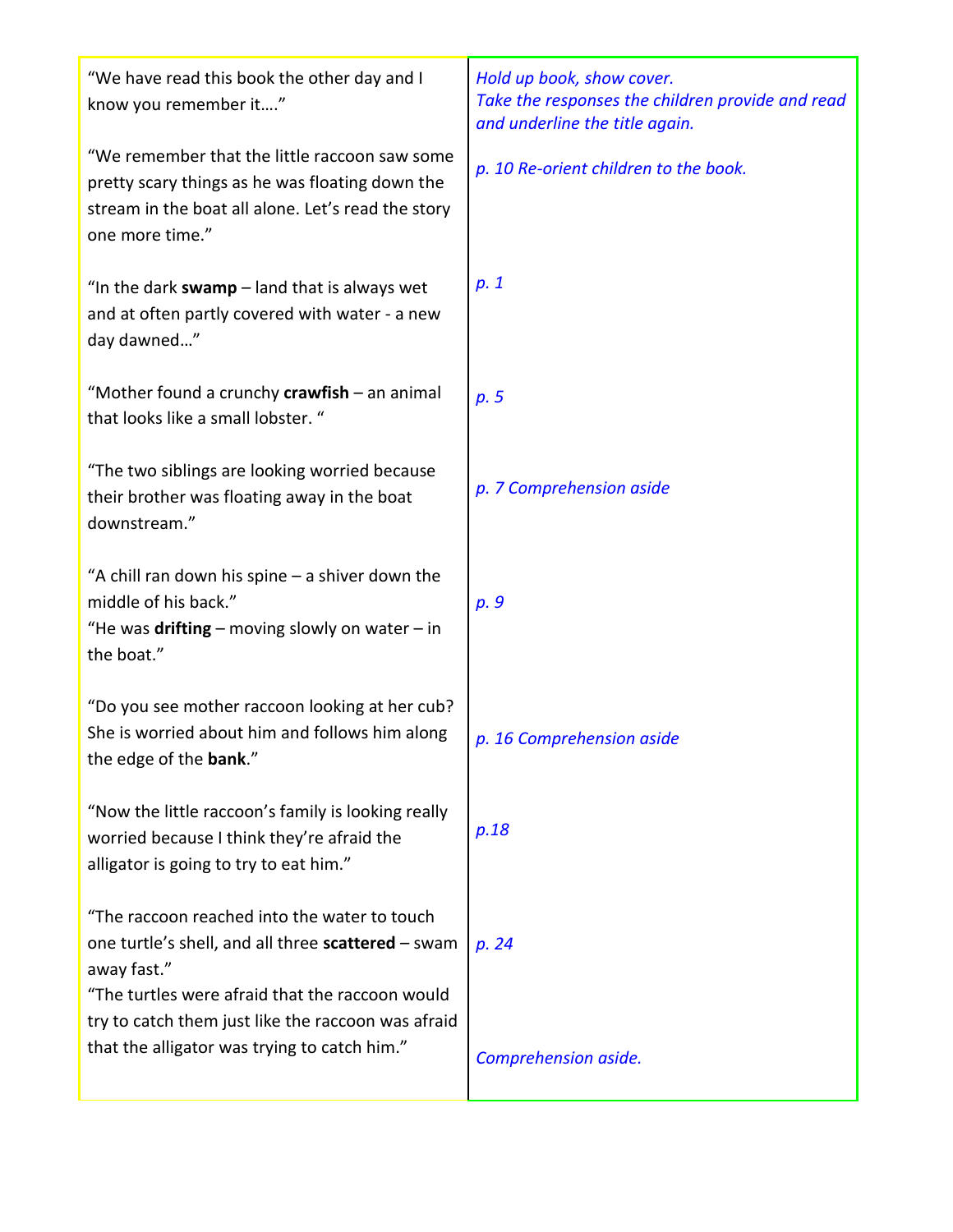| | |
|---|---|
| "We have read this book the other day and I know you remember it…." | *Hold up book, show cover. Take the responses the children provide and read and underline the title again.* |
| "We remember that the little raccoon saw some pretty scary things as he was floating down the stream in the boat all alone. Let's read the story one more time." | *p. 10 Re-orient children to the book.* |
| "In the dark **swamp** – land that is always wet and at often partly covered with water - a new day dawned…" | *p. 1* |
| "Mother found a crunchy **crawfish** – an animal that looks like a small lobster. " | *p. 5* |
| "The two siblings are looking worried because their brother was floating away in the boat downstream." | *p. 7 Comprehension aside* |
| "A chill ran down his spine – a shiver down the middle of his back." "He was **drifting** – moving slowly on water – in the boat." | *p. 9* |
| "Do you see mother raccoon looking at her cub? She is worried about him and follows him along the edge of the **bank**." | *p. 16 Comprehension aside* |
| "Now the little raccoon's family is looking really worried because I think they're afraid the alligator is going to try to eat him." | *p.18* |
| "The raccoon reached into the water to touch one turtle's shell, and all three **scattered** – swam away fast." | *p. 24* |
| "The turtles were afraid that the raccoon would try to catch them just like the raccoon was afraid that the alligator was trying to catch him." | *Comprehension aside.* |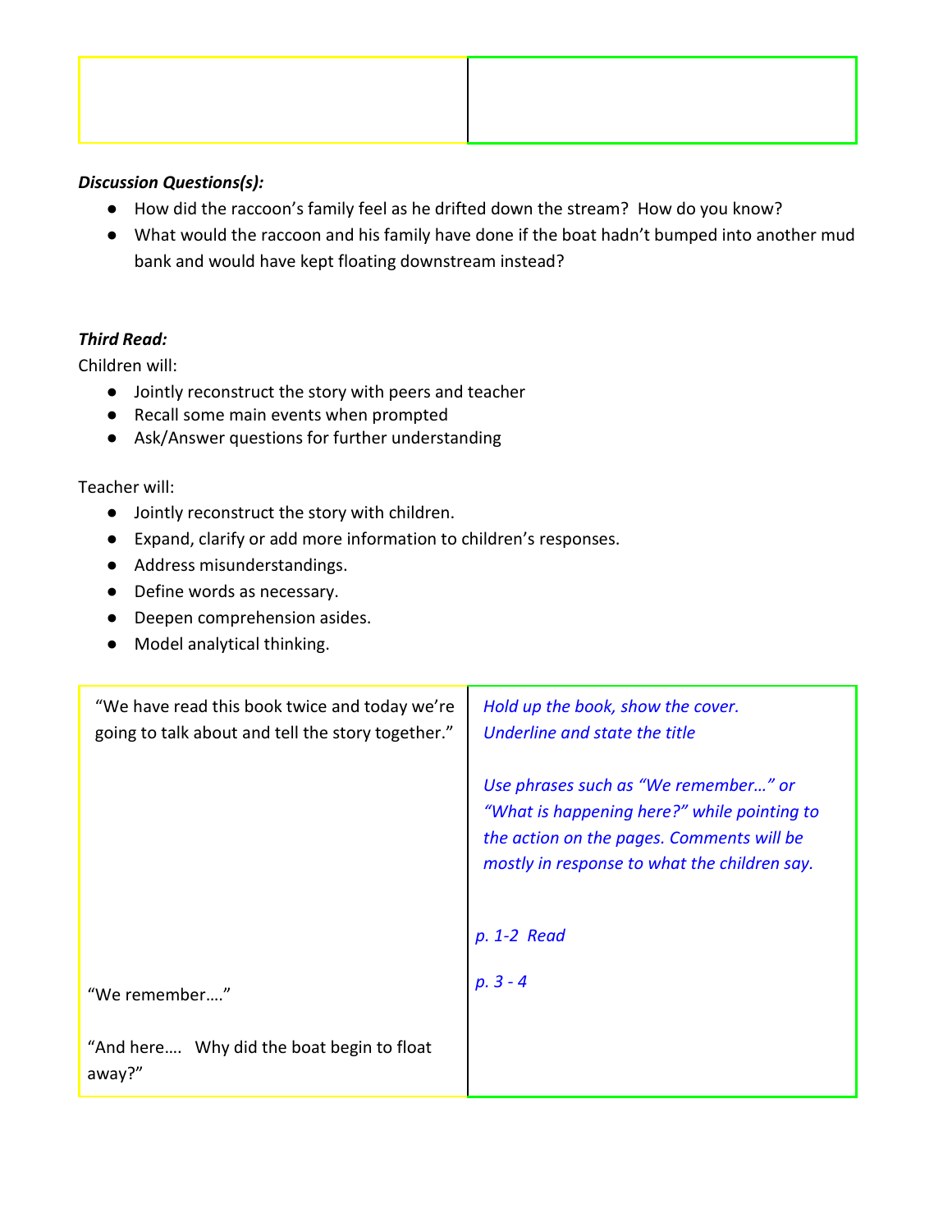| | |
|---|---|
| | |

***Discussion Questions(s):***

- How did the raccoon's family feel as he drifted down the stream? How do you know?
- What would the raccoon and his family have done if the boat hadn't bumped into another mud bank and would have kept floating downstream instead?

***Third Read:***

Children will:

- Jointly reconstruct the story with peers and teacher
- Recall some main events when prompted
- Ask/Answer questions for further understanding

Teacher will:

- Jointly reconstruct the story with children.
- Expand, clarify or add more information to children's responses.
- Address misunderstandings.
- Define words as necessary.
- Deepen comprehension asides.
- Model analytical thinking.

| | |
|---|---|
| "We have read this book twice and today we're going to talk about and tell the story together." | *Hold up the book, show the cover.*<br>*Underline and state the title*<br><br>*Use phrases such as "We remember…" or "What is happening here?" while pointing to the action on the pages. Comments will be mostly in response to what the children say.* |
| | *p. 1-2 Read* |
| "We remember…."<br><br>"And here…. Why did the boat begin to float away?" | *p. 3 - 4* |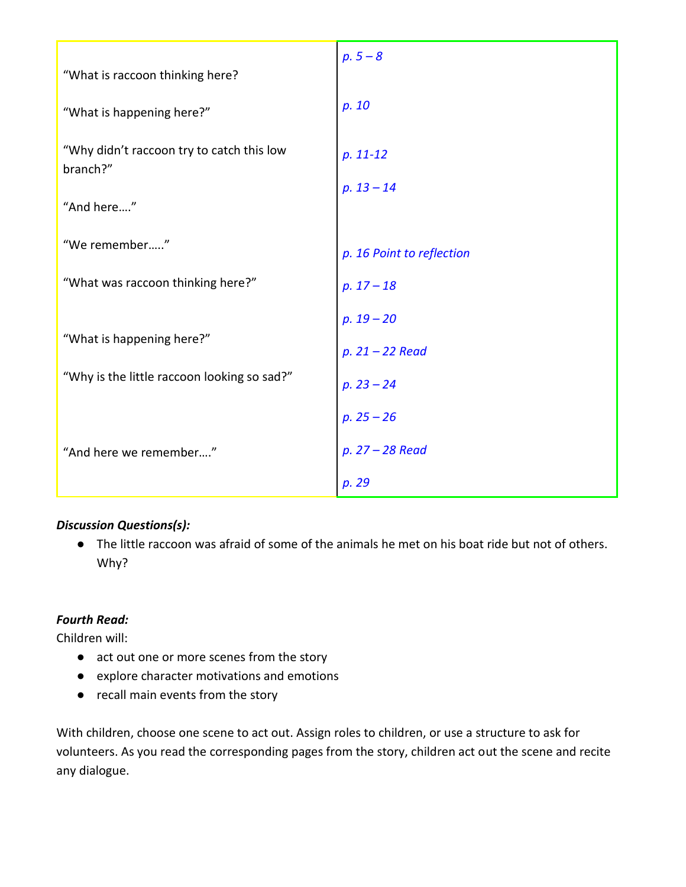| “What is raccoon thinking here? | p. 5 – 8 |
|---|---|
| “What is happening here?” | p. 10 |
| “Why didn’t raccoon try to catch this low branch?” | p. 11-12 |
| “And here….” | p. 13 – 14 |
| “We remember…..” | p. 16 Point to reflection |
| “What was raccoon thinking here?” | p. 17 – 18 |
| | p. 19 – 20 |
| “What is happening here?” | p. 21 – 22 Read |
| “Why is the little raccoon looking so sad?” | p. 23 – 24 |
| | p. 25 – 26 |
| “And here we remember….” | p. 27 – 28 Read |
| | p. 29 |

***Discussion Questions(s):***

- The little raccoon was afraid of some of the animals he met on his boat ride but not of others. Why?

***Fourth Read:***

Children will:

- act out one or more scenes from the story
- explore character motivations and emotions
- recall main events from the story

With children, choose one scene to act out. Assign roles to children, or use a structure to ask for volunteers. As you read the corresponding pages from the story, children act out the scene and recite any dialogue.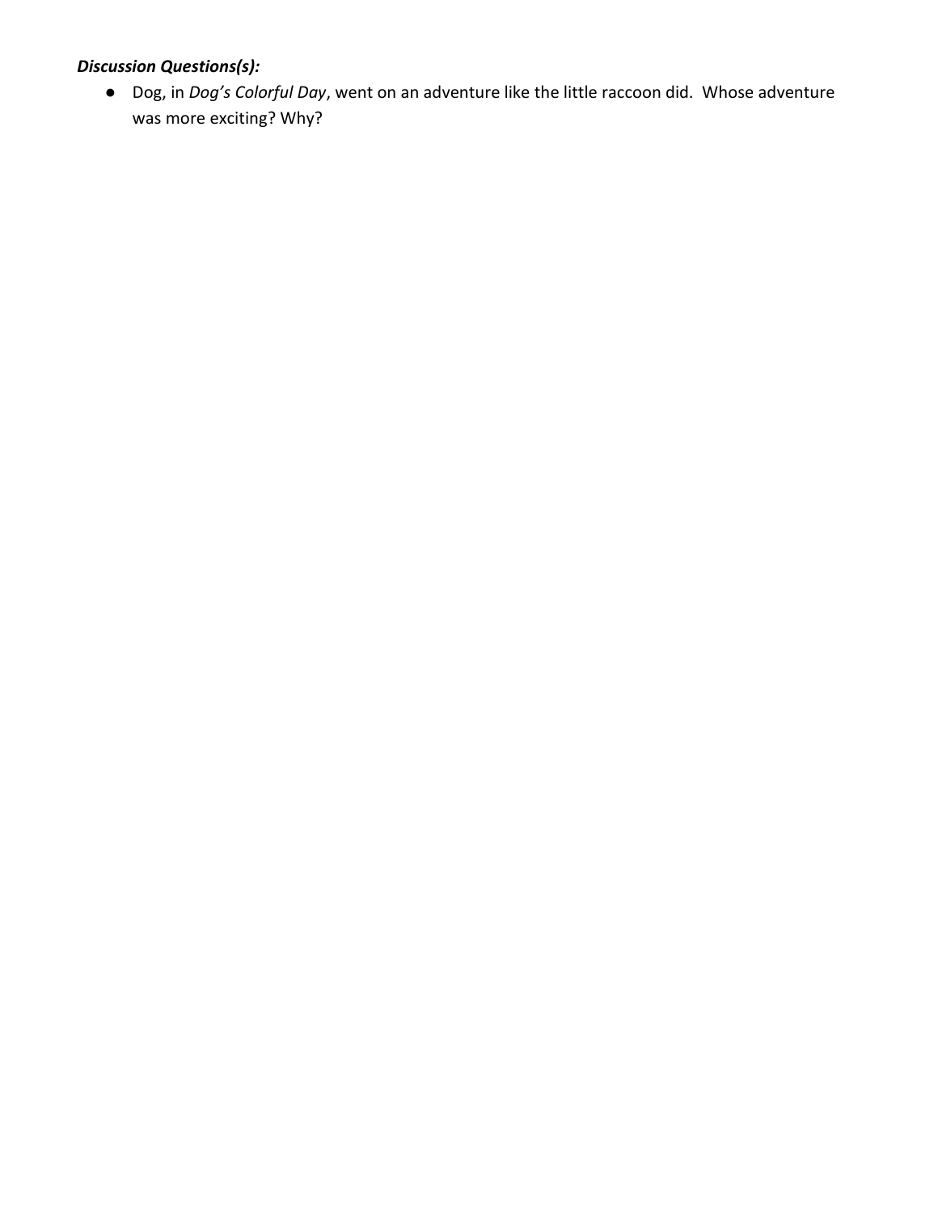***Discussion Questions(s):***

- Dog, in *Dog's Colorful Day*, went on an adventure like the little raccoon did. Whose adventure was more exciting? Why?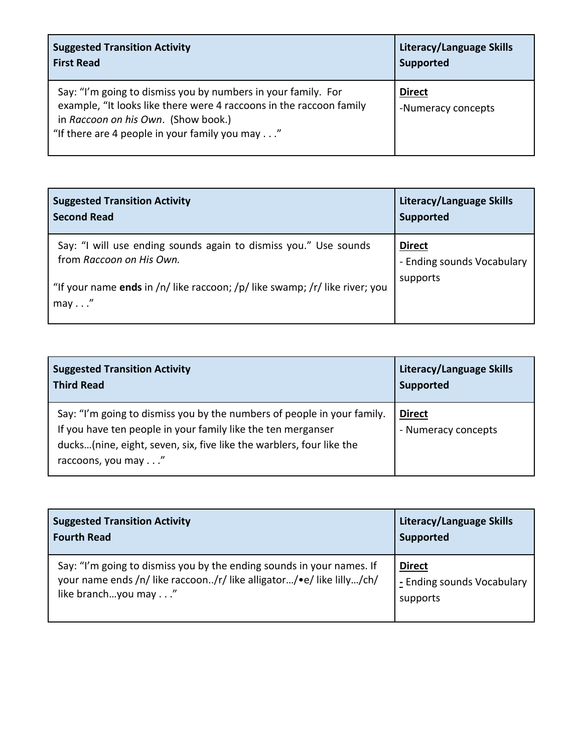| **Suggested Transition Activity**<br>**First Read** | **Literacy/Language Skills Supported** |
| --- | --- |
| Say: "I'm going to dismiss you by numbers in your family. For example, "It looks like there were 4 raccoons in the raccoon family in *Raccoon on his Own*. (Show book.)<br>"If there are 4 people in your family you may . . ." | **Direct**<br>-Numeracy concepts |

| **Suggested Transition Activity**<br>**Second Read** | **Literacy/Language Skills Supported** |
| --- | --- |
| Say: "I will use ending sounds again to dismiss you." Use sounds from *Raccoon on His Own.*<br><br>"If your name **ends** in /n/ like raccoon; /p/ like swamp; /r/ like river; you may . . ." | **Direct**<br>- Ending sounds Vocabulary supports |

| **Suggested Transition Activity**<br>**Third Read** | **Literacy/Language Skills Supported** |
| --- | --- |
| Say: "I'm going to dismiss you by the numbers of people in your family. If you have ten people in your family like the ten merganser ducks…(nine, eight, seven, six, five like the warblers, four like the raccoons, you may . . ." | **Direct**<br>- Numeracy concepts |

| **Suggested Transition Activity**<br>**Fourth Read** | **Literacy/Language Skills Supported** |
| --- | --- |
| Say: "I'm going to dismiss you by the ending sounds in your names. If your name ends /n/ like raccoon../r/ like alligator…/•e/ like lilly…/ch/ like branch…you may . . ." | **Direct**<br>- Ending sounds Vocabulary supports |